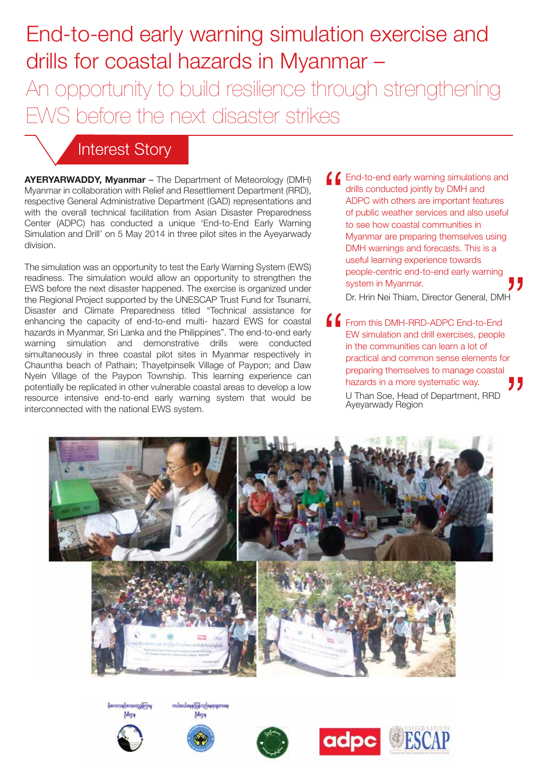# End-to-end early warning simulation exercise and drills for coastal hazards in Myanmar –

## An opportunity to build resilience through strengthening EWS before the next disaster strikes

### Interest Story

**AYERYARWADDY, Myanmar** – The Department of Meteorology (DMH) Myanmar in collaboration with Relief and Resettlement Department (RRD), respective General Administrative Department (GAD) representations and with the overall technical facilitation from Asian Disaster Preparedness Center (ADPC) has conducted a unique 'End-to-End Early Warning Simulation and Drill' on 5 May 2014 in three pilot sites in the Ayeyarwady division.

The simulation was an opportunity to test the Early Warning System (EWS) readiness. The simulation would allow an opportunity to strengthen the EWS before the next disaster happened. The exercise is organized under the Regional Project supported by the UNESCAP Trust Fund for Tsunami, Disaster and Climate Preparedness titled "Technical assistance for enhancing the capacity of end-to-end multi- hazard EWS for coastal hazards in Myanmar, Sri Lanka and the Philippines". The end-to-end early warning simulation and demonstrative drills were conducted simultaneously in three coastal pilot sites in Myanmar respectively in Chauntha beach of Pathain; Thayetpinselk Village of Paypon; and Daw Nyein Village of the Paypon Township. This learning experience can potentially be replicated in other vulnerable coastal areas to develop a low resource intensive end-to-end early warning system that would be interconnected with the national EWS system.

> "End-to-end early warning simulations and drills conducted jointly by DMH and ADPC with others are important features of public weather services and also useful to see how coastal communities in Myanmar are preparing themselves using DMH warnings and forecasts. This is a useful learning experience towards people-centric end-to-end early warning system in Myanmar."
>
> Dr. Hrin Nei Thiam, Director General, DMH

> "From this DMH-RRD-ADPC End-to-End EW simulation and drill exercises, people in the communities can learn a lot of practical and common sense elements for preparing themselves to manage coastal hazards in a more systematic way."
>
> U Than Soe, Head of Department, RRD Ayeyarwady Region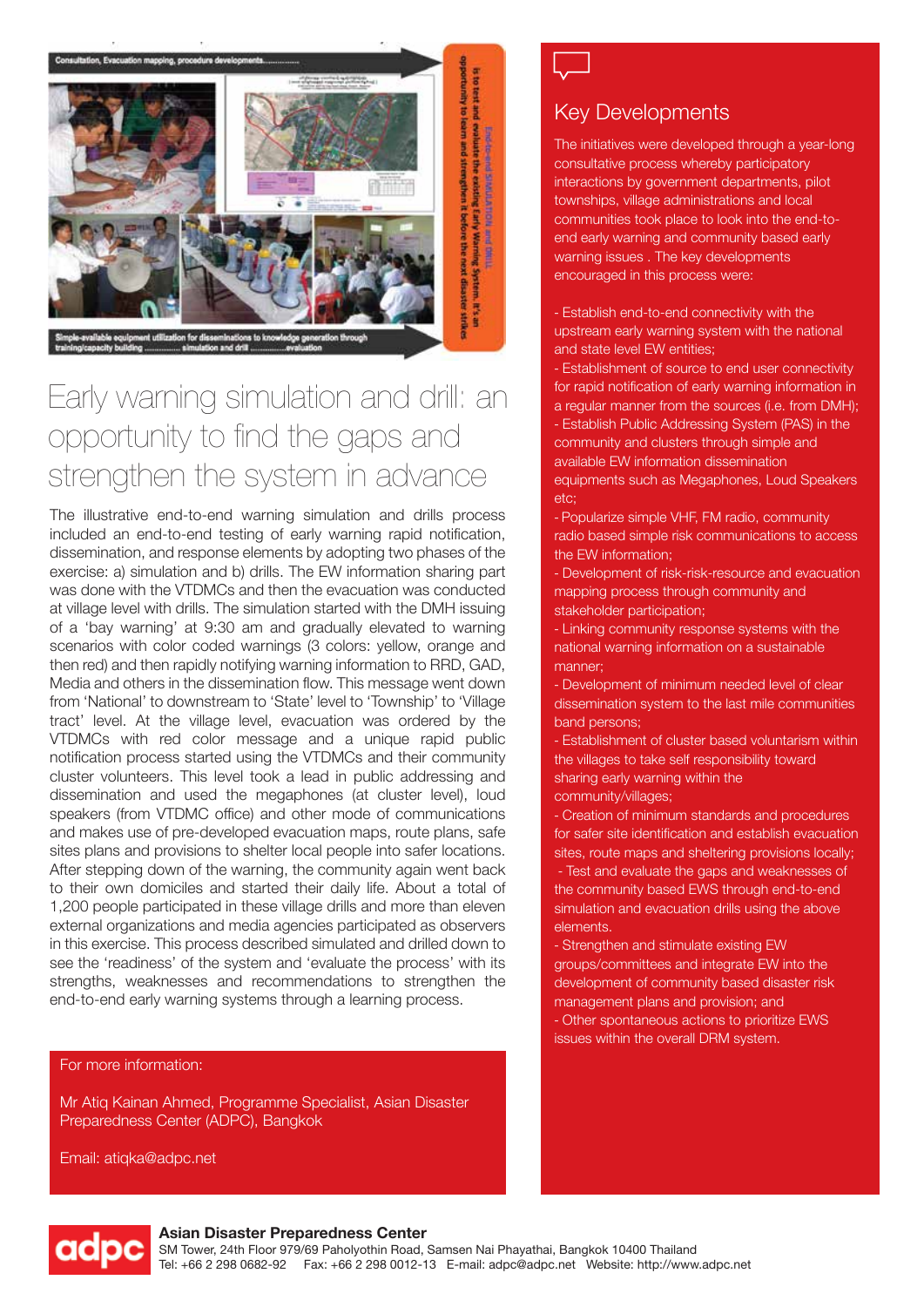# Early warning simulation and drill: an opportunity to find the gaps and strengthen the system in advance

The illustrative end-to-end warning simulation and drills process included an end-to-end testing of early warning rapid notification, dissemination, and response elements by adopting two phases of the exercise: a) simulation and b) drills. The EW information sharing part was done with the VTDMCs and then the evacuation was conducted at village level with drills. The simulation started with the DMH issuing of a 'bay warning' at 9:30 am and gradually elevated to warning scenarios with color coded warnings (3 colors: yellow, orange and then red) and then rapidly notifying warning information to RRD, GAD, Media and others in the dissemination flow. This message went down from 'National' to downstream to 'State' level to 'Township' to 'Village tract' level. At the village level, evacuation was ordered by the VTDMCs with red color message and a unique rapid public notification process started using the VTDMCs and their community cluster volunteers. This level took a lead in public addressing and dissemination and used the megaphones (at cluster level), loud speakers (from VTDMC office) and other mode of communications and makes use of pre-developed evacuation maps, route plans, safe sites plans and provisions to shelter local people into safer locations. After stepping down of the warning, the community again went back to their own domiciles and started their daily life. About a total of 1,200 people participated in these village drills and more than eleven external organizations and media agencies participated as observers in this exercise. This process described simulated and drilled down to see the 'readiness' of the system and 'evaluate the process' with its strengths, weaknesses and recommendations to strengthen the end-to-end early warning systems through a learning process.

For more information:

Mr Atiq Kainan Ahmed, Programme Specialist, Asian Disaster Preparedness Center (ADPC), Bangkok

Email: atiqka@adpc.net

## Key Developments

The initiatives were developed through a year-long consultative process whereby participatory interactions by government departments, pilot townships, village administrations and local communities took place to look into the end-to-end early warning and community based early warning issues . The key developments encouraged in this process were:

- Establish end-to-end connectivity with the upstream early warning system with the national and state level EW entities;
- Establishment of source to end user connectivity for rapid notification of early warning information in a regular manner from the sources (i.e. from DMH);
- Establish Public Addressing System (PAS) in the community and clusters through simple and available EW information dissemination equipments such as Megaphones, Loud Speakers etc;
- Popularize simple VHF, FM radio, community radio based simple risk communications to access the EW information;
- Development of risk-risk-resource and evacuation mapping process through community and stakeholder participation;
- Linking community response systems with the national warning information on a sustainable manner;
- Development of minimum needed level of clear dissemination system to the last mile communities band persons;
- Establishment of cluster based voluntarism within the villages to take self responsibility toward sharing early warning within the community/villages;
- Creation of minimum standards and procedures for safer site identification and establish evacuation sites, route maps and sheltering provisions locally;
- Test and evaluate the gaps and weaknesses of the community based EWS through end-to-end simulation and evacuation drills using the above elements.
- Strengthen and stimulate existing EW groups/committees and integrate EW into the development of community based disaster risk management plans and provision; and
- Other spontaneous actions to prioritize EWS issues within the overall DRM system.

**Asian Disaster Preparedness Center**
SM Tower, 24th Floor 979/69 Paholyothin Road, Samsen Nai Phayathai, Bangkok 10400 Thailand
Tel: +66 2 298 0682-92 Fax: +66 2 298 0012-13 E-mail: adpc@adpc.net Website: http://www.adpc.net